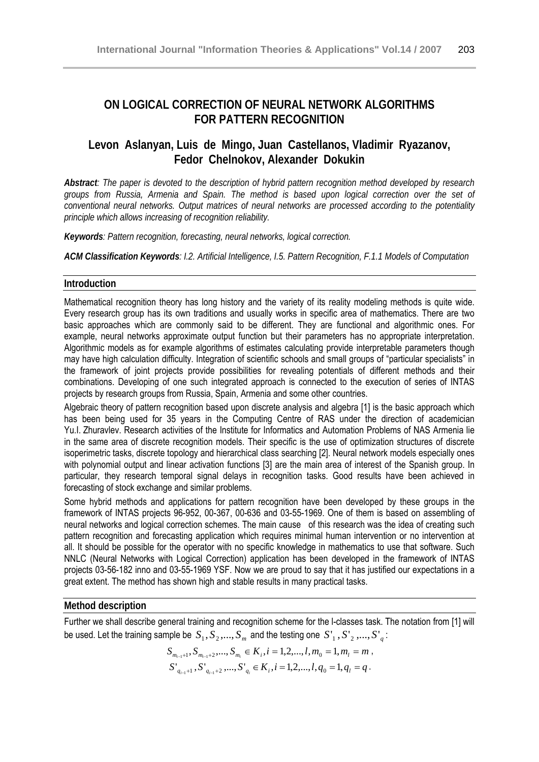# ON LOGICAL CORRECTION OF NEURAL NETWORK ALGORITHMS FOR PATTERN RECOGNITION

## Levon Aslanyan, Luis de Mingo, Juan Castellanos, Vladimir Ryazanov, Fedor Chelnokov, Alexander Dokukin

***Abstract****: The paper is devoted to the description of hybrid pattern recognition method developed by research groups from Russia, Armenia and Spain. The method is based upon logical correction over the set of conventional neural networks. Output matrices of neural networks are processed according to the potentiality principle which allows increasing of recognition reliability.*

***Keywords****: Pattern recognition, forecasting, neural networks, logical correction.*

***ACM Classification Keywords****: I.2. Artificial Intelligence, I.5. Pattern Recognition, F.1.1 Models of Computation*

### Introduction

Mathematical recognition theory has long history and the variety of its reality modeling methods is quite wide. Every research group has its own traditions and usually works in specific area of mathematics. There are two basic approaches which are commonly said to be different. They are functional and algorithmic ones. For example, neural networks approximate output function but their parameters has no appropriate interpretation. Algorithmic models as for example algorithms of estimates calculating provide interpretable parameters though may have high calculation difficulty. Integration of scientific schools and small groups of "particular specialists" in the framework of joint projects provide possibilities for revealing potentials of different methods and their combinations. Developing of one such integrated approach is connected to the execution of series of INTAS projects by research groups from Russia, Spain, Armenia and some other countries.

Algebraic theory of pattern recognition based upon discrete analysis and algebra [1] is the basic approach which has been being used for 35 years in the Computing Centre of RAS under the direction of academician Yu.I. Zhuravlev. Research activities of the Institute for Informatics and Automation Problems of NAS Armenia lie in the same area of discrete recognition models. Their specific is the use of optimization structures of discrete isoperimetric tasks, discrete topology and hierarchical class searching [2]. Neural network models especially ones with polynomial output and linear activation functions [3] are the main area of interest of the Spanish group. In particular, they research temporal signal delays in recognition tasks. Good results have been achieved in forecasting of stock exchange and similar problems.

Some hybrid methods and applications for pattern recognition have been developed by these groups in the framework of INTAS projects 96-952, 00-367, 00-636 and 03-55-1969. One of them is based on assembling of neural networks and logical correction schemes. The main cause of this research was the idea of creating such pattern recognition and forecasting application which requires minimal human intervention or no intervention at all. It should be possible for the operator with no specific knowledge in mathematics to use that software. Such NNLC (Neural Networks with Logical Correction) application has been developed in the framework of INTAS projects 03-56-182 inno and 03-55-1969 YSF. Now we are proud to say that it has justified our expectations in a great extent. The method has shown high and stable results in many practical tasks.

### Method description

Further we shall describe general training and recognition scheme for the l-classes task. The notation from [1] will be used. Let the training sample be $S_1, S_2, ..., S_m$ and the testing one $S'_1, S'_2, ..., S'_q$:

$$S_{m_{i-1}+1}, S_{m_{i-1}+2}, ..., S_{m_i} \in K_i, i = 1,2,...,l, m_0 = 1, m_l = m\,,$$

$$S'_{q_{i-1}+1}, S'_{q_{i-1}+2}, ..., S'_{q_i} \in K_i, i = 1,2,...,l, q_0 = 1, q_l = q\,.$$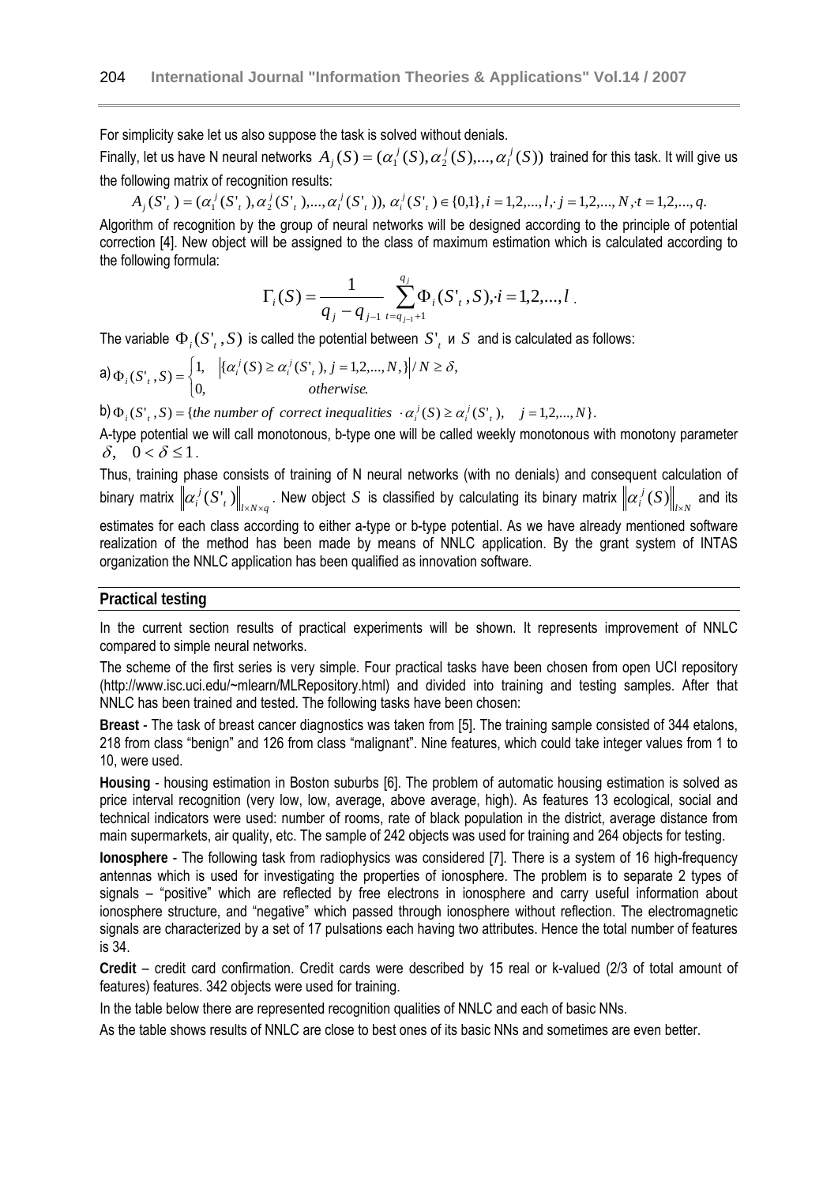For simplicity sake let us also suppose the task is solved without denials.

Finally, let us have N neural networks $A_j(S) = (\alpha_1^j(S), \alpha_2^j(S), ..., \alpha_l^j(S))$ trained for this task. It will give us the following matrix of recognition results:

$$A_j(S'_t) = (\alpha_1^j(S'_t), \alpha_2^j(S'_t), ..., \alpha_l^j(S'_t)),\ \alpha_i^j(S'_t) \in \{0,1\}, i = 1,2,...,l, \cdot j = 1,2,...,N, \cdot t = 1,2,...,q.$$

Algorithm of recognition by the group of neural networks will be designed according to the principle of potential correction [4]. New object will be assigned to the class of maximum estimation which is calculated according to the following formula:

$$\Gamma_i(S) = \frac{1}{q_j - q_{j-1}} \sum_{t=q_{j-1}+1}^{q_j} \Phi_i(S'_t, S), \cdot i = 1,2,...,l\ .$$

The variable $\Phi_i(S'_t, S)$ is called the potential between $S'_t$ и $S$ and is calculated as follows:

a) $\Phi_i(S'_t, S) = \begin{cases} 1, & \left|\{\alpha_i^j(S) \geq \alpha_i^j(S'_t), j = 1,2,...,N,\}\right| / N \geq \delta, \\ 0, & otherwise. \end{cases}$

b) $\Phi_i(S'_t, S) = \{the\ number\ of\ correct\ inequalities\ \cdot \alpha_i^j(S) \geq \alpha_i^j(S'_t),\quad j = 1,2,...,N\}$.

A-type potential we will call monotonous, b-type one will be called weekly monotonous with monotony parameter $\delta,\quad 0 < \delta \leq 1$.

Thus, training phase consists of training of N neural networks (with no denials) and consequent calculation of binary matrix $\left\|\alpha_i^j(S'_t)\right\|_{l \times N \times q}$. New object $S$ is classified by calculating its binary matrix $\left\|\alpha_i^j(S)\right\|_{l \times N}$ and its estimates for each class according to either a-type or b-type potential. As we have already mentioned software realization of the method has been made by means of NNLC application. By the grant system of INTAS organization the NNLC application has been qualified as innovation software.

## Practical testing

In the current section results of practical experiments will be shown. It represents improvement of NNLC compared to simple neural networks.

The scheme of the first series is very simple. Four practical tasks have been chosen from open UCI repository (http://www.isc.uci.edu/~mlearn/MLRepository.html) and divided into training and testing samples. After that NNLC has been trained and tested. The following tasks have been chosen:

**Breast** - The task of breast cancer diagnostics was taken from [5]. The training sample consisted of 344 etalons, 218 from class "benign" and 126 from class "malignant". Nine features, which could take integer values from 1 to 10, were used.

**Housing** - housing estimation in Boston suburbs [6]. The problem of automatic housing estimation is solved as price interval recognition (very low, low, average, above average, high). As features 13 ecological, social and technical indicators were used: number of rooms, rate of black population in the district, average distance from main supermarkets, air quality, etc. The sample of 242 objects was used for training and 264 objects for testing.

**Ionosphere** - The following task from radiophysics was considered [7]. There is a system of 16 high-frequency antennas which is used for investigating the properties of ionosphere. The problem is to separate 2 types of signals – "positive" which are reflected by free electrons in ionosphere and carry useful information about ionosphere structure, and "negative" which passed through ionosphere without reflection. The electromagnetic signals are characterized by a set of 17 pulsations each having two attributes. Hence the total number of features is 34.

**Credit** – credit card confirmation. Credit cards were described by 15 real or k-valued (2/3 of total amount of features) features. 342 objects were used for training.

In the table below there are represented recognition qualities of NNLC and each of basic NNs.

As the table shows results of NNLC are close to best ones of its basic NNs and sometimes are even better.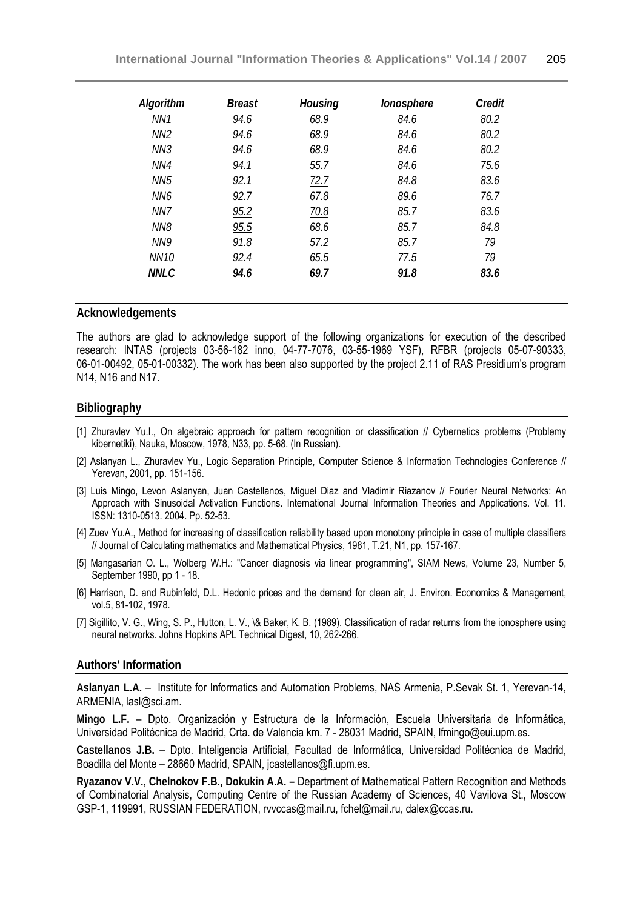| *Algorithm* | *Breast* | *Housing* | *Ionosphere* | *Credit* |
|---|---|---|---|---|
| *NN1* | *94.6* | *68.9* | *84.6* | *80.2* |
| *NN2* | *94.6* | *68.9* | *84.6* | *80.2* |
| *NN3* | *94.6* | *68.9* | *84.6* | *80.2* |
| *NN4* | *94.1* | *55.7* | *84.6* | *75.6* |
| *NN5* | *92.1* | <u>*72.7*</u> | *84.8* | *83.6* |
| *NN6* | *92.7* | *67.8* | *89.6* | *76.7* |
| *NN7* | <u>*95.2*</u> | <u>*70.8*</u> | *85.7* | *83.6* |
| *NN8* | <u>*95.5*</u> | *68.6* | *85.7* | *84.8* |
| *NN9* | *91.8* | *57.2* | *85.7* | *79* |
| *NN10* | *92.4* | *65.5* | *77.5* | *79* |
| ***NNLC*** | ***94.6*** | ***69.7*** | ***91.8*** | ***83.6*** |

## Acknowledgements

The authors are glad to acknowledge support of the following organizations for execution of the described research: INTAS (projects 03-56-182 inno, 04-77-7076, 03-55-1969 YSF), RFBR (projects 05-07-90333, 06-01-00492, 05-01-00332). The work has been also supported by the project 2.11 of RAS Presidium's program N14, N16 and N17.

## Bibliography

[1] Zhuravlev Yu.I., On algebraic approach for pattern recognition or classification // Cybernetics problems (Problemy kibernetiki), Nauka, Moscow, 1978, N33, pp. 5-68. (In Russian).

[2] Aslanyan L., Zhuravlev Yu., Logic Separation Principle, Computer Science & Information Technologies Conference // Yerevan, 2001, pp. 151-156.

[3] Luis Mingo, Levon Aslanyan, Juan Castellanos, Miguel Diaz and Vladimir Riazanov // Fourier Neural Networks: An Approach with Sinusoidal Activation Functions. International Journal Information Theories and Applications. Vol. 11. ISSN: 1310-0513. 2004. Pp. 52-53.

[4] Zuev Yu.A., Method for increasing of classification reliability based upon monotony principle in case of multiple classifiers // Journal of Calculating mathematics and Mathematical Physics, 1981, T.21, N1, pp. 157-167.

[5] Mangasarian O. L., Wolberg W.H.: "Cancer diagnosis via linear programming", SIAM News, Volume 23, Number 5, September 1990, pp 1 - 18.

[6] Harrison, D. and Rubinfeld, D.L. Hedonic prices and the demand for clean air, J. Environ. Economics & Management, vol.5, 81-102, 1978.

[7] Sigillito, V. G., Wing, S. P., Hutton, L. V., \& Baker, K. B. (1989). Classification of radar returns from the ionosphere using neural networks. Johns Hopkins APL Technical Digest, 10, 262-266.

## Authors' Information

**Aslanyan L.A.** – Institute for Informatics and Automation Problems, NAS Armenia, P.Sevak St. 1, Yerevan-14, ARMENIA, lasl@sci.am.

**Mingo L.F.** – Dpto. Organización y Estructura de la Información, Escuela Universitaria de Informática, Universidad Politécnica de Madrid, Crta. de Valencia km. 7 - 28031 Madrid, SPAIN, lfmingo@eui.upm.es.

**Castellanos J.B.** – Dpto. Inteligencia Artificial, Facultad de Informática, Universidad Politécnica de Madrid, Boadilla del Monte – 28660 Madrid, SPAIN, jcastellanos@fi.upm.es.

**Ryazanov V.V., Chelnokov F.B., Dokukin A.A. –** Department of Mathematical Pattern Recognition and Methods of Combinatorial Analysis, Computing Centre of the Russian Academy of Sciences, 40 Vavilova St., Moscow GSP-1, 119991, RUSSIAN FEDERATION, rvvccas@mail.ru, fchel@mail.ru, dalex@ccas.ru.